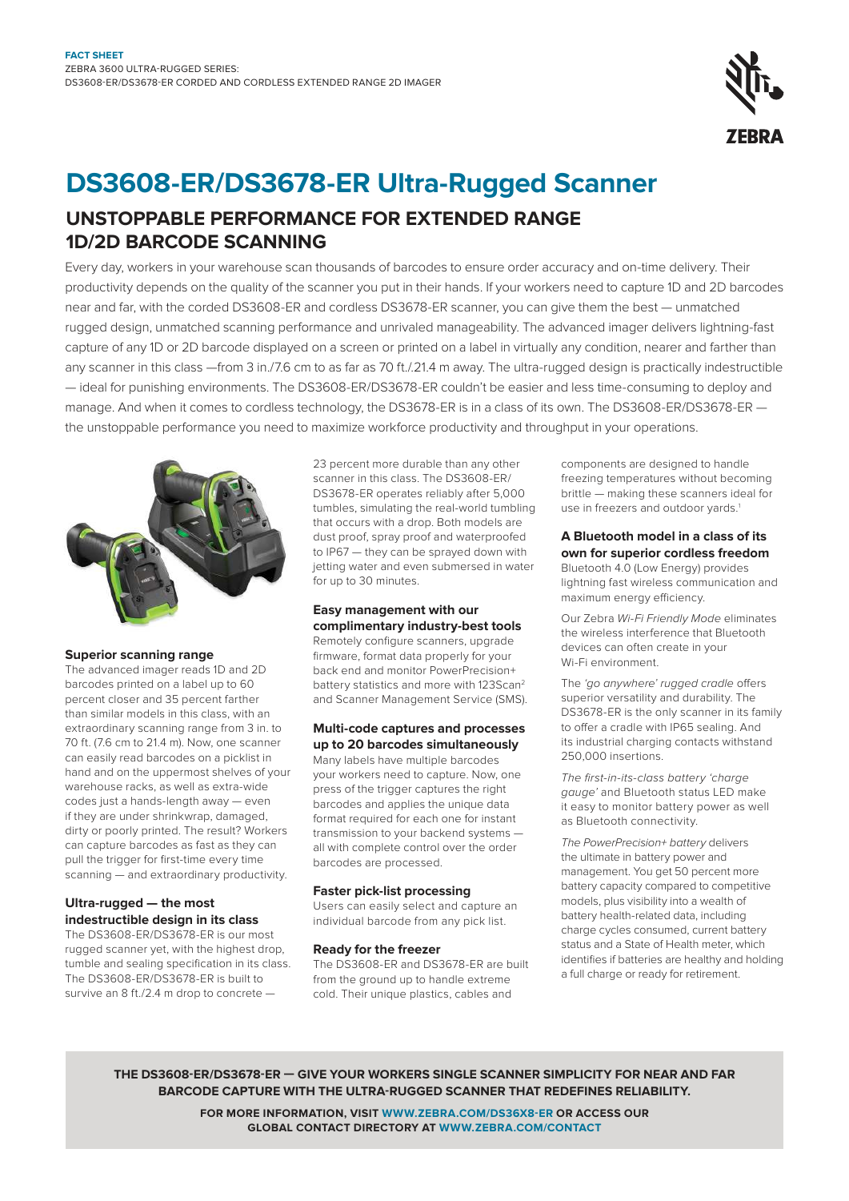**FACT SHEET**
ZEBRA 3600 ULTRA-RUGGED SERIES:
DS3608-ER/DS3678-ER CORDED AND CORDLESS EXTENDED RANGE 2D IMAGER

# DS3608-ER/DS3678-ER Ultra-Rugged Scanner

## UNSTOPPABLE PERFORMANCE FOR EXTENDED RANGE 1D/2D BARCODE SCANNING

Every day, workers in your warehouse scan thousands of barcodes to ensure order accuracy and on-time delivery. Their productivity depends on the quality of the scanner you put in their hands. If your workers need to capture 1D and 2D barcodes near and far, with the corded DS3608-ER and cordless DS3678-ER scanner, you can give them the best — unmatched rugged design, unmatched scanning performance and unrivaled manageability. The advanced imager delivers lightning-fast capture of any 1D or 2D barcode displayed on a screen or printed on a label in virtually any condition, nearer and farther than any scanner in this class —from 3 in./7.6 cm to as far as 70 ft./.21.4 m away. The ultra-rugged design is practically indestructible — ideal for punishing environments. The DS3608-ER/DS3678-ER couldn't be easier and less time-consuming to deploy and manage. And when it comes to cordless technology, the DS3678-ER is in a class of its own. The DS3608-ER/DS3678-ER — the unstoppable performance you need to maximize workforce productivity and throughput in your operations.

### Superior scanning range

The advanced imager reads 1D and 2D barcodes printed on a label up to 60 percent closer and 35 percent farther than similar models in this class, with an extraordinary scanning range from 3 in. to 70 ft. (7.6 cm to 21.4 m). Now, one scanner can easily read barcodes on a picklist in hand and on the uppermost shelves of your warehouse racks, as well as extra-wide codes just a hands-length away — even if they are under shrinkwrap, damaged, dirty or poorly printed. The result? Workers can capture barcodes as fast as they can pull the trigger for first-time every time scanning — and extraordinary productivity.

### Ultra-rugged — the most indestructible design in its class

The DS3608-ER/DS3678-ER is our most rugged scanner yet, with the highest drop, tumble and sealing specification in its class. The DS3608-ER/DS3678-ER is built to survive an 8 ft./2.4 m drop to concrete — 23 percent more durable than any other scanner in this class. The DS3608-ER/DS3678-ER operates reliably after 5,000 tumbles, simulating the real-world tumbling that occurs with a drop. Both models are dust proof, spray proof and waterproofed to IP67 — they can be sprayed down with jetting water and even submersed in water for up to 30 minutes.

### Easy management with our complimentary industry-best tools

Remotely configure scanners, upgrade firmware, format data properly for your back end and monitor PowerPrecision+ battery statistics and more with 123Scan[2] and Scanner Management Service (SMS).

### Multi-code captures and processes up to 20 barcodes simultaneously

Many labels have multiple barcodes your workers need to capture. Now, one press of the trigger captures the right barcodes and applies the unique data format required for each one for instant transmission to your backend systems — all with complete control over the order barcodes are processed.

### Faster pick-list processing

Users can easily select and capture an individual barcode from any pick list.

### Ready for the freezer

The DS3608-ER and DS3678-ER are built from the ground up to handle extreme cold. Their unique plastics, cables and components are designed to handle freezing temperatures without becoming brittle — making these scanners ideal for use in freezers and outdoor yards.[1]

### A Bluetooth model in a class of its own for superior cordless freedom

Bluetooth 4.0 (Low Energy) provides lightning fast wireless communication and maximum energy efficiency.

Our Zebra *Wi-Fi Friendly Mode* eliminates the wireless interference that Bluetooth devices can often create in your Wi-Fi environment.

The *'go anywhere' rugged cradle* offers superior versatility and durability. The DS3678-ER is the only scanner in its family to offer a cradle with IP65 sealing. And its industrial charging contacts withstand 250,000 insertions.

*The first-in-its-class battery 'charge gauge'* and Bluetooth status LED make it easy to monitor battery power as well as Bluetooth connectivity.

*The PowerPrecision+ battery* delivers the ultimate in battery power and management. You get 50 percent more battery capacity compared to competitive models, plus visibility into a wealth of battery health-related data, including charge cycles consumed, current battery status and a State of Health meter, which identifies if batteries are healthy and holding a full charge or ready for retirement.

**THE DS3608-ER/DS3678-ER — GIVE YOUR WORKERS SINGLE SCANNER SIMPLICITY FOR NEAR AND FAR BARCODE CAPTURE WITH THE ULTRA-RUGGED SCANNER THAT REDEFINES RELIABILITY.**

**FOR MORE INFORMATION, VISIT WWW.ZEBRA.COM/DS36X8-ER OR ACCESS OUR GLOBAL CONTACT DIRECTORY AT WWW.ZEBRA.COM/CONTACT**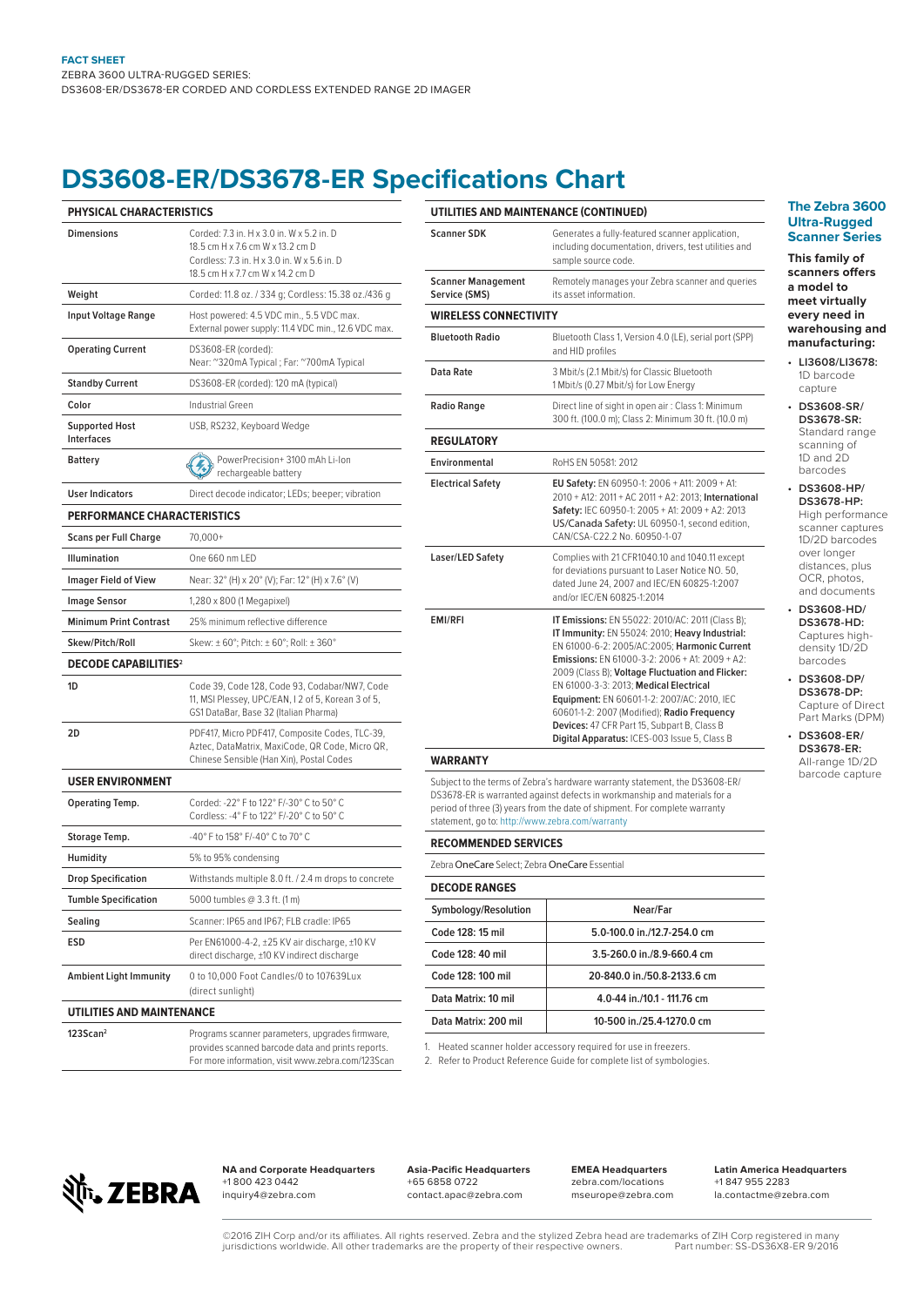**FACT SHEET**
ZEBRA 3600 ULTRA-RUGGED SERIES:
DS3608-ER/DS3678-ER CORDED AND CORDLESS EXTENDED RANGE 2D IMAGER

# DS3608-ER/DS3678-ER Specifications Chart

| PHYSICAL CHARACTERISTICS | |
|---|---|
| Dimensions | Corded: 7.3 in. H x 3.0 in. W x 5.2 in. D<br>18.5 cm H x 7.6 cm W x 13.2 cm D<br>Cordless: 7.3 in. H x 3.0 in. W x 5.6 in. D<br>18.5 cm H x 7.7 cm W x 14.2 cm D |
| Weight | Corded: 11.8 oz. / 334 g; Cordless: 15.38 oz./436 g |
| Input Voltage Range | Host powered: 4.5 VDC min., 5.5 VDC max.<br>External power supply: 11.4 VDC min., 12.6 VDC max. |
| Operating Current | DS3608-ER (corded):<br>Near: ~320mA Typical ; Far: ~700mA Typical |
| Standby Current | DS3608-ER (corded): 120 mA (typical) |
| Color | Industrial Green |
| Supported Host Interfaces | USB, RS232, Keyboard Wedge |
| Battery | PowerPrecision+ 3100 mAh Li-Ion rechargeable battery |
| User Indicators | Direct decode indicator; LEDs; beeper; vibration |
| **PERFORMANCE CHARACTERISTICS** | |
| Scans per Full Charge | 70,000+ |
| Illumination | One 660 nm LED |
| Imager Field of View | Near: 32° (H) x 20° (V); Far: 12° (H) x 7.6° (V) |
| Image Sensor | 1,280 x 800 (1 Megapixel) |
| Minimum Print Contrast | 25% minimum reflective difference |
| Skew/Pitch/Roll | Skew: ± 60°; Pitch: ± 60°; Roll: ± 360° |
| **DECODE CAPABILITIES[2]** | |
| 1D | Code 39, Code 128, Code 93, Codabar/NW7, Code 11, MSI Plessey, UPC/EAN, I 2 of 5, Korean 3 of 5, GS1 DataBar, Base 32 (Italian Pharma) |
| 2D | PDF417, Micro PDF417, Composite Codes, TLC-39, Aztec, DataMatrix, MaxiCode, QR Code, Micro QR, Chinese Sensible (Han Xin), Postal Codes |
| **USER ENVIRONMENT** | |
| Operating Temp. | Corded: -22° F to 122° F/-30° C to 50° C<br>Cordless: -4° F to 122° F/-20° C to 50° C |
| Storage Temp. | -40° F to 158° F/-40° C to 70° C |
| Humidity | 5% to 95% condensing |
| Drop Specification | Withstands multiple 8.0 ft. / 2.4 m drops to concrete |
| Tumble Specification | 5000 tumbles @ 3.3 ft. (1 m) |
| Sealing | Scanner: IP65 and IP67; FLB cradle: IP65 |
| ESD | Per EN61000-4-2, ±25 KV air discharge, ±10 KV direct discharge, ±10 KV indirect discharge |
| Ambient Light Immunity | 0 to 10,000 Foot Candles/0 to 107639Lux (direct sunlight) |
| **UTILITIES AND MAINTENANCE** | |
| 123Scan[2] | Programs scanner parameters, upgrades firmware, provides scanned barcode data and prints reports. For more information, visit www.zebra.com/123Scan |

| UTILITIES AND MAINTENANCE (CONTINUED) | |
|---|---|
| Scanner SDK | Generates a fully-featured scanner application, including documentation, drivers, test utilities and sample source code. |
| Scanner Management Service (SMS) | Remotely manages your Zebra scanner and queries its asset information. |
| **WIRELESS CONNECTIVITY** | |
| Bluetooth Radio | Bluetooth Class 1, Version 4.0 (LE), serial port (SPP) and HID profiles |
| Data Rate | 3 Mbit/s (2.1 Mbit/s) for Classic Bluetooth<br>1 Mbit/s (0.27 Mbit/s) for Low Energy |
| Radio Range | Direct line of sight in open air : Class 1: Minimum 300 ft. (100.0 m); Class 2: Minimum 30 ft. (10.0 m) |
| **REGULATORY** | |
| Environmental | RoHS EN 50581: 2012 |
| Electrical Safety | **EU Safety:** EN 60950-1: 2006 + A11: 2009 + A1: 2010 + A12: 2011 + AC 2011 + A2: 2013; **International Safety:** IEC 60950-1: 2005 + A1: 2009 + A2: 2013 US/Canada Safety: UL 60950-1, second edition, CAN/CSA-C22.2 No. 60950-1-07 |
| Laser/LED Safety | Complies with 21 CFR1040.10 and 1040.11 except for deviations pursuant to Laser Notice NO. 50, dated June 24, 2007 and IEC/EN 60825-1:2007 and/or IEC/EN 60825-1:2014 |
| EMI/RFI | **IT Emissions:** EN 55022: 2010/AC: 2011 (Class B); **IT Immunity:** EN 55024: 2010; **Heavy Industrial:** EN 61000-6-2: 2005/AC:2005; **Harmonic Current Emissions:** EN 61000-3-2: 2006 + A1: 2009 + A2: 2009 (Class B); **Voltage Fluctuation and Flicker:** EN 61000-3-3: 2013; **Medical Electrical Equipment:** EN 60601-1-2: 2007/AC: 2010, IEC 60601-1-2: 2007 (Modified); **Radio Frequency Devices:** 47 CFR Part 15, Subpart B, Class B **Digital Apparatus:** ICES-003 Issue 5, Class B |

## WARRANTY

Subject to the terms of Zebra's hardware warranty statement, the DS3608-ER/DS3678-ER is warranted against defects in workmanship and materials for a period of three (3) years from the date of shipment. For complete warranty statement, go to: http://www.zebra.com/warranty

## RECOMMENDED SERVICES

Zebra OneCare Select; Zebra OneCare Essential

## DECODE RANGES

| Symbology/Resolution | Near/Far |
|---|---|
| Code 128: 15 mil | 5.0-100.0 in./12.7-254.0 cm |
| Code 128: 40 mil | 3.5-260.0 in./8.9-660.4 cm |
| Code 128: 100 mil | 20-840.0 in./50.8-2133.6 cm |
| Data Matrix: 10 mil | 4.0-44 in./10.1 - 111.76 cm |
| Data Matrix: 200 mil | 10-500 in./25.4-1270.0 cm |

1. Heated scanner holder accessory required for use in freezers.
2. Refer to Product Reference Guide for complete list of symbologies.

### The Zebra 3600 Ultra-Rugged Scanner Series

**This family of scanners offers a model to meet virtually every need in warehousing and manufacturing:**

- **LI3608/LI3678:** 1D barcode capture
- **DS3608-SR/ DS3678-SR:** Standard range scanning of 1D and 2D barcodes
- **DS3608-HP/ DS3678-HP:** High performance scanner captures 1D/2D barcodes over longer distances, plus OCR, photos, and documents
- **DS3608-HD/ DS3678-HD:** Captures high-density 1D/2D barcodes
- **DS3608-DP/ DS3678-DP:** Capture of Direct Part Marks (DPM)
- **DS3608-ER/ DS3678-ER:** All-range 1D/2D barcode capture

**NA and Corporate Headquarters**
+1 800 423 0442
inquiry4@zebra.com

**Asia-Pacific Headquarters**
+65 6858 0722
contact.apac@zebra.com

**EMEA Headquarters**
zebra.com/locations
mseurope@zebra.com

**Latin America Headquarters**
+1 847 955 2283
la.contactme@zebra.com

©2016 ZIH Corp and/or its affiliates. All rights reserved. Zebra and the stylized Zebra head are trademarks of ZIH Corp registered in many jurisdictions worldwide. All other trademarks are the property of their respective owners. Part number: SS-DS36X8-ER 9/2016